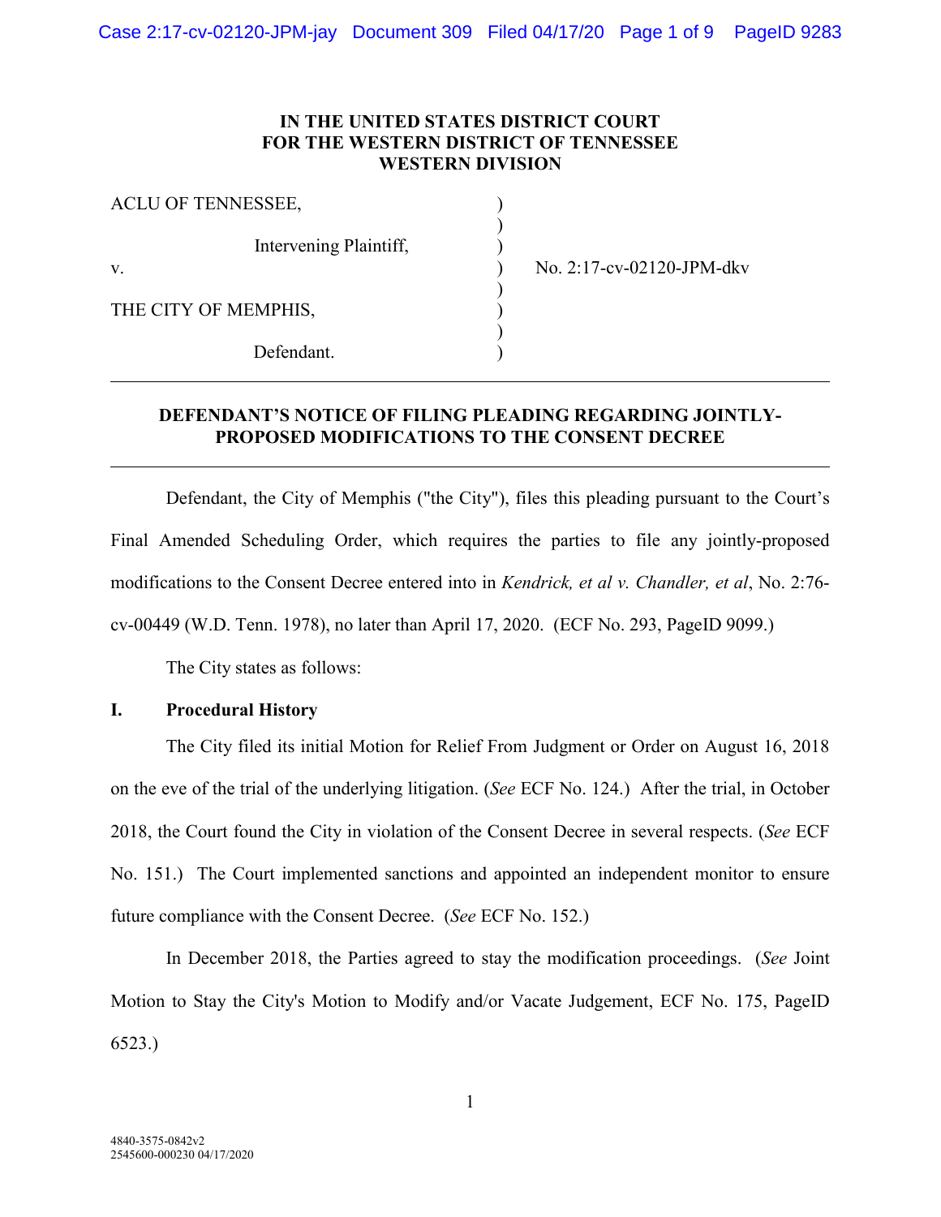**IN THE UNITED STATES DISTRICT COURT**
**FOR THE WESTERN DISTRICT OF TENNESSEE**
**WESTERN DIVISION**

| | | |
|---|---|---|
| ACLU OF TENNESSEE, | ) | |
| | ) | |
| Intervening Plaintiff, | ) | |
| v. | ) | No. 2:17-cv-02120-JPM-dkv |
| | ) | |
| THE CITY OF MEMPHIS, | ) | |
| | ) | |
| Defendant. | ) | |

---

**DEFENDANT'S NOTICE OF FILING PLEADING REGARDING JOINTLY-PROPOSED MODIFICATIONS TO THE CONSENT DECREE**

---

Defendant, the City of Memphis ("the City"), files this pleading pursuant to the Court's Final Amended Scheduling Order, which requires the parties to file any jointly-proposed modifications to the Consent Decree entered into in *Kendrick, et al v. Chandler, et al*, No. 2:76-cv-00449 (W.D. Tenn. 1978), no later than April 17, 2020. (ECF No. 293, PageID 9099.)

The City states as follows:

## I. Procedural History

The City filed its initial Motion for Relief From Judgment or Order on August 16, 2018 on the eve of the trial of the underlying litigation. (*See* ECF No. 124.) After the trial, in October 2018, the Court found the City in violation of the Consent Decree in several respects. (*See* ECF No. 151.) The Court implemented sanctions and appointed an independent monitor to ensure future compliance with the Consent Decree. (*See* ECF No. 152.)

In December 2018, the Parties agreed to stay the modification proceedings. (*See* Joint Motion to Stay the City's Motion to Modify and/or Vacate Judgement, ECF No. 175, PageID 6523.)

4840-3575-0842v2
2545600-000230 04/17/2020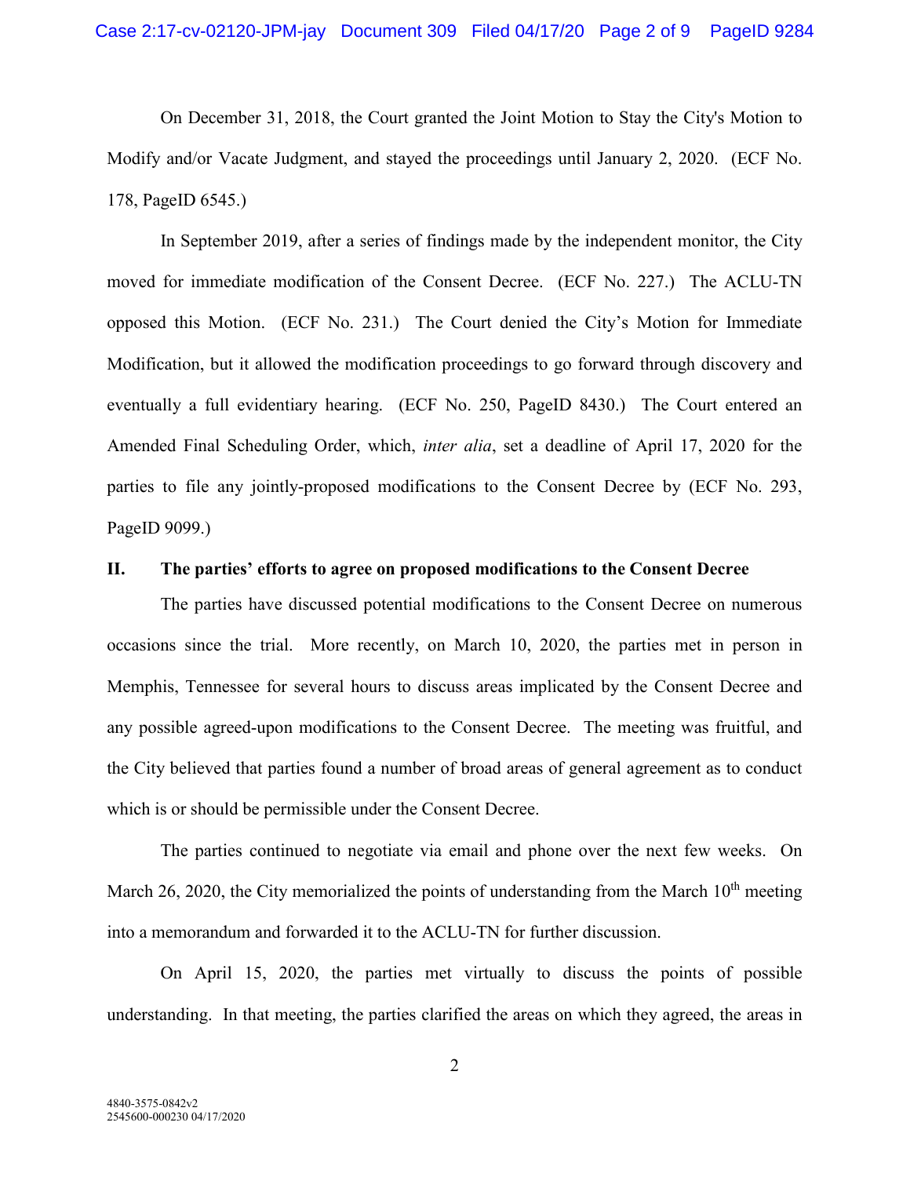On December 31, 2018, the Court granted the Joint Motion to Stay the City's Motion to Modify and/or Vacate Judgment, and stayed the proceedings until January 2, 2020. (ECF No. 178, PageID 6545.)

In September 2019, after a series of findings made by the independent monitor, the City moved for immediate modification of the Consent Decree. (ECF No. 227.) The ACLU-TN opposed this Motion. (ECF No. 231.) The Court denied the City's Motion for Immediate Modification, but it allowed the modification proceedings to go forward through discovery and eventually a full evidentiary hearing. (ECF No. 250, PageID 8430.) The Court entered an Amended Final Scheduling Order, which, *inter alia*, set a deadline of April 17, 2020 for the parties to file any jointly-proposed modifications to the Consent Decree by (ECF No. 293, PageID 9099.)

## II. The parties' efforts to agree on proposed modifications to the Consent Decree

The parties have discussed potential modifications to the Consent Decree on numerous occasions since the trial. More recently, on March 10, 2020, the parties met in person in Memphis, Tennessee for several hours to discuss areas implicated by the Consent Decree and any possible agreed-upon modifications to the Consent Decree. The meeting was fruitful, and the City believed that parties found a number of broad areas of general agreement as to conduct which is or should be permissible under the Consent Decree.

The parties continued to negotiate via email and phone over the next few weeks. On March 26, 2020, the City memorialized the points of understanding from the March 10th meeting into a memorandum and forwarded it to the ACLU-TN for further discussion.

On April 15, 2020, the parties met virtually to discuss the points of possible understanding. In that meeting, the parties clarified the areas on which they agreed, the areas in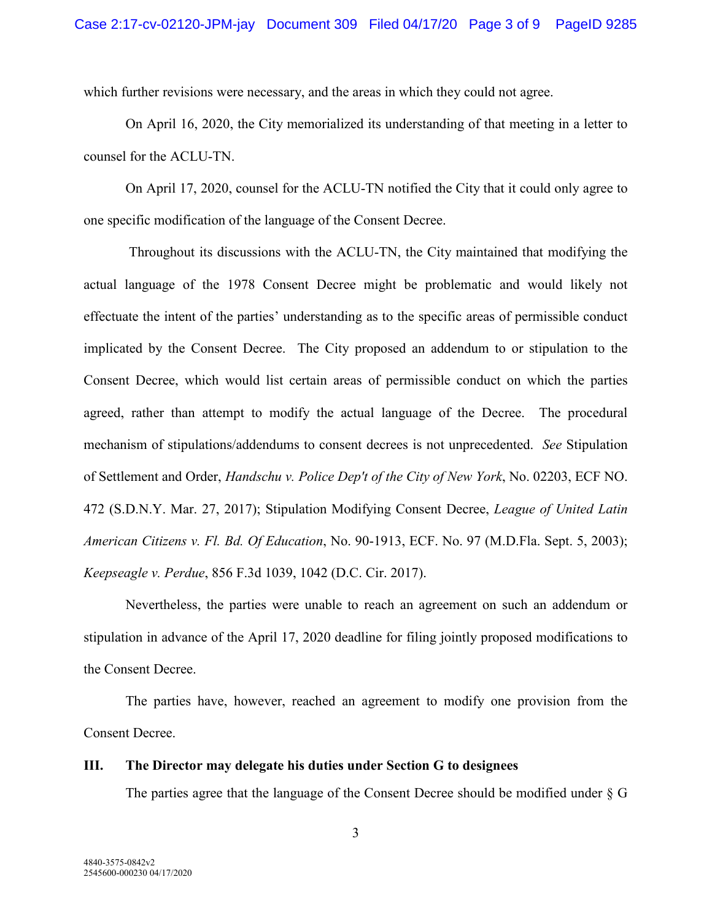which further revisions were necessary, and the areas in which they could not agree.

On April 16, 2020, the City memorialized its understanding of that meeting in a letter to counsel for the ACLU-TN.

On April 17, 2020, counsel for the ACLU-TN notified the City that it could only agree to one specific modification of the language of the Consent Decree.

Throughout its discussions with the ACLU-TN, the City maintained that modifying the actual language of the 1978 Consent Decree might be problematic and would likely not effectuate the intent of the parties' understanding as to the specific areas of permissible conduct implicated by the Consent Decree. The City proposed an addendum to or stipulation to the Consent Decree, which would list certain areas of permissible conduct on which the parties agreed, rather than attempt to modify the actual language of the Decree. The procedural mechanism of stipulations/addendums to consent decrees is not unprecedented. *See* Stipulation of Settlement and Order, *Handschu v. Police Dep't of the City of New York*, No. 02203, ECF NO. 472 (S.D.N.Y. Mar. 27, 2017); Stipulation Modifying Consent Decree, *League of United Latin American Citizens v. Fl. Bd. Of Education*, No. 90-1913, ECF. No. 97 (M.D.Fla. Sept. 5, 2003); *Keepseagle v. Perdue*, 856 F.3d 1039, 1042 (D.C. Cir. 2017).

Nevertheless, the parties were unable to reach an agreement on such an addendum or stipulation in advance of the April 17, 2020 deadline for filing jointly proposed modifications to the Consent Decree.

The parties have, however, reached an agreement to modify one provision from the Consent Decree.

## III. The Director may delegate his duties under Section G to designees

The parties agree that the language of the Consent Decree should be modified under § G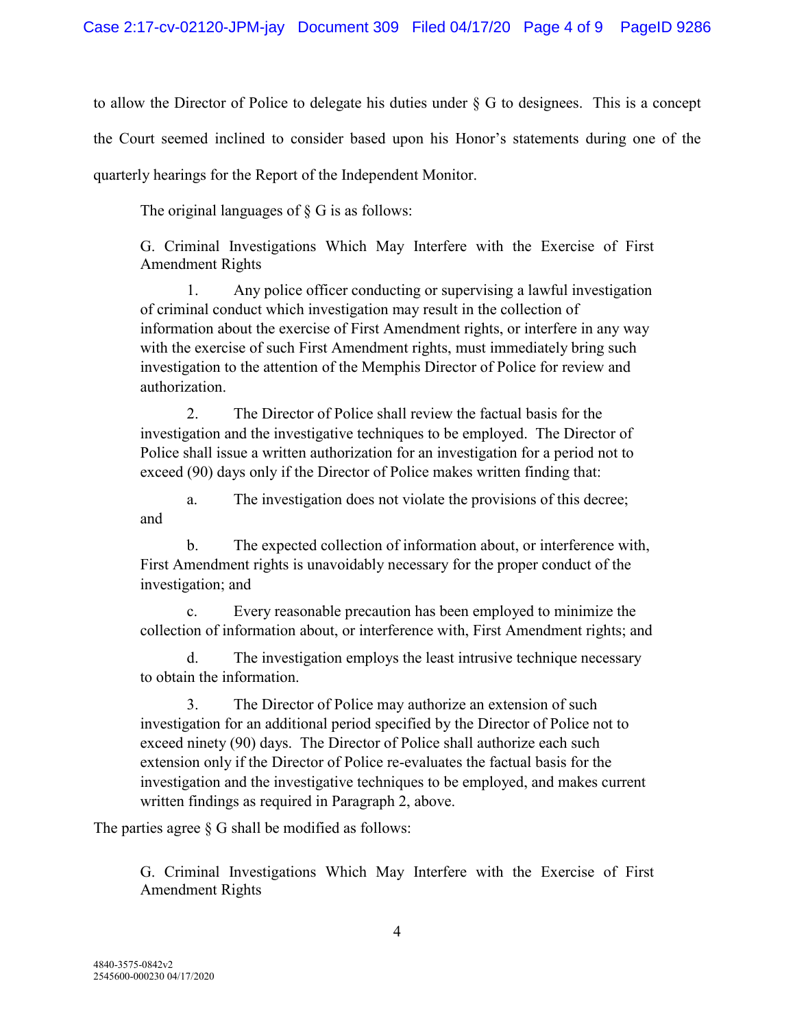to allow the Director of Police to delegate his duties under § G to designees. This is a concept the Court seemed inclined to consider based upon his Honor's statements during one of the quarterly hearings for the Report of the Independent Monitor.

The original languages of § G is as follows:

> G. Criminal Investigations Which May Interfere with the Exercise of First Amendment Rights
>
> 1. Any police officer conducting or supervising a lawful investigation of criminal conduct which investigation may result in the collection of information about the exercise of First Amendment rights, or interfere in any way with the exercise of such First Amendment rights, must immediately bring such investigation to the attention of the Memphis Director of Police for review and authorization.
>
> 2. The Director of Police shall review the factual basis for the investigation and the investigative techniques to be employed. The Director of Police shall issue a written authorization for an investigation for a period not to exceed (90) days only if the Director of Police makes written finding that:
>
>    a. The investigation does not violate the provisions of this decree; and
>
>    b. The expected collection of information about, or interference with, First Amendment rights is unavoidably necessary for the proper conduct of the investigation; and
>
>    c. Every reasonable precaution has been employed to minimize the collection of information about, or interference with, First Amendment rights; and
>
>    d. The investigation employs the least intrusive technique necessary to obtain the information.
>
> 3. The Director of Police may authorize an extension of such investigation for an additional period specified by the Director of Police not to exceed ninety (90) days. The Director of Police shall authorize each such extension only if the Director of Police re-evaluates the factual basis for the investigation and the investigative techniques to be employed, and makes current written findings as required in Paragraph 2, above.

The parties agree § G shall be modified as follows:

> G. Criminal Investigations Which May Interfere with the Exercise of First Amendment Rights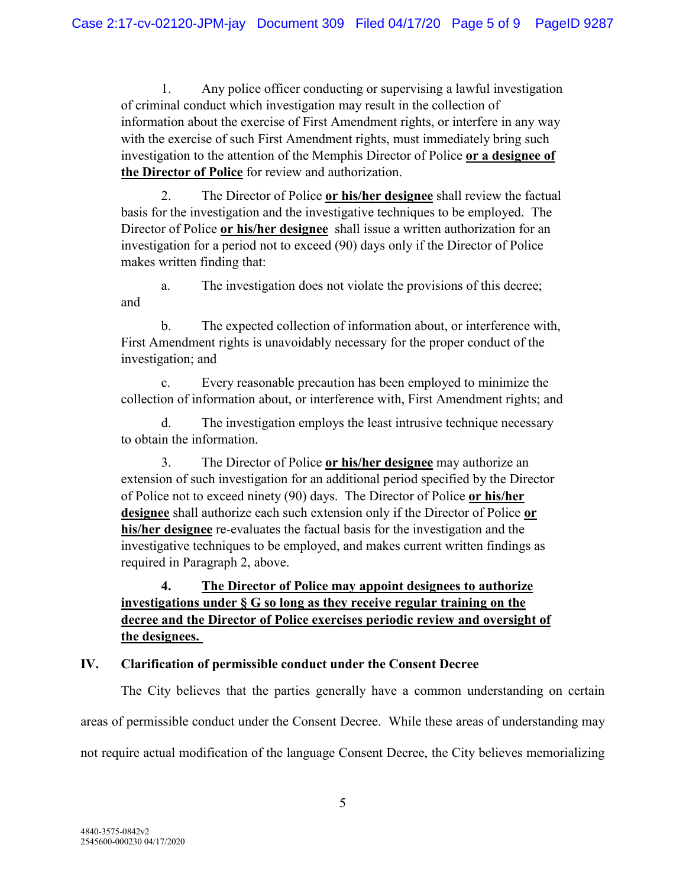1. Any police officer conducting or supervising a lawful investigation of criminal conduct which investigation may result in the collection of information about the exercise of First Amendment rights, or interfere in any way with the exercise of such First Amendment rights, must immediately bring such investigation to the attention of the Memphis Director of Police **or a designee of the Director of Police** for review and authorization.

2. The Director of Police **or his/her designee** shall review the factual basis for the investigation and the investigative techniques to be employed. The Director of Police **or his/her designee** shall issue a written authorization for an investigation for a period not to exceed (90) days only if the Director of Police makes written finding that:

a. The investigation does not violate the provisions of this decree; and

b. The expected collection of information about, or interference with, First Amendment rights is unavoidably necessary for the proper conduct of the investigation; and

c. Every reasonable precaution has been employed to minimize the collection of information about, or interference with, First Amendment rights; and

d. The investigation employs the least intrusive technique necessary to obtain the information.

3. The Director of Police **or his/her designee** may authorize an extension of such investigation for an additional period specified by the Director of Police not to exceed ninety (90) days. The Director of Police **or his/her designee** shall authorize each such extension only if the Director of Police **or his/her designee** re-evaluates the factual basis for the investigation and the investigative techniques to be employed, and makes current written findings as required in Paragraph 2, above.

**4. The Director of Police may appoint designees to authorize investigations under § G so long as they receive regular training on the decree and the Director of Police exercises periodic review and oversight of the designees.**

## IV. Clarification of permissible conduct under the Consent Decree

The City believes that the parties generally have a common understanding on certain areas of permissible conduct under the Consent Decree. While these areas of understanding may not require actual modification of the language Consent Decree, the City believes memorializing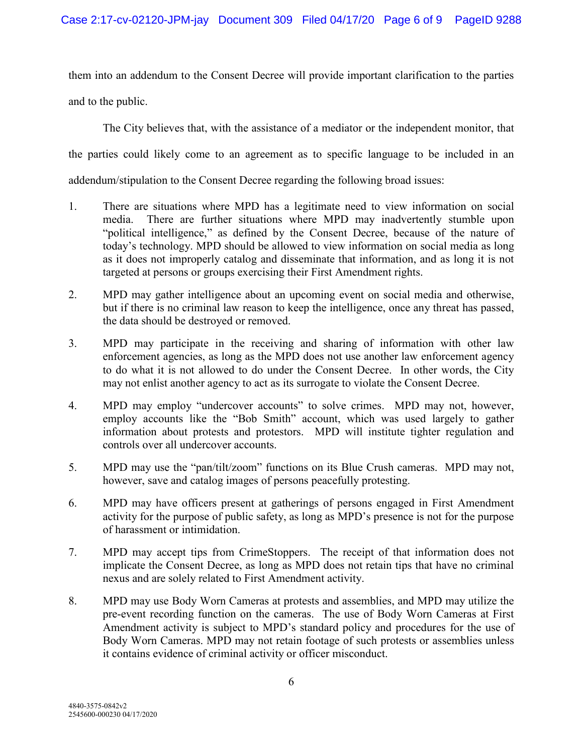them into an addendum to the Consent Decree will provide important clarification to the parties and to the public.

The City believes that, with the assistance of a mediator or the independent monitor, that the parties could likely come to an agreement as to specific language to be included in an addendum/stipulation to the Consent Decree regarding the following broad issues:

1. There are situations where MPD has a legitimate need to view information on social media. There are further situations where MPD may inadvertently stumble upon "political intelligence," as defined by the Consent Decree, because of the nature of today's technology. MPD should be allowed to view information on social media as long as it does not improperly catalog and disseminate that information, and as long it is not targeted at persons or groups exercising their First Amendment rights.

2. MPD may gather intelligence about an upcoming event on social media and otherwise, but if there is no criminal law reason to keep the intelligence, once any threat has passed, the data should be destroyed or removed.

3. MPD may participate in the receiving and sharing of information with other law enforcement agencies, as long as the MPD does not use another law enforcement agency to do what it is not allowed to do under the Consent Decree. In other words, the City may not enlist another agency to act as its surrogate to violate the Consent Decree.

4. MPD may employ "undercover accounts" to solve crimes. MPD may not, however, employ accounts like the "Bob Smith" account, which was used largely to gather information about protests and protestors. MPD will institute tighter regulation and controls over all undercover accounts.

5. MPD may use the "pan/tilt/zoom" functions on its Blue Crush cameras. MPD may not, however, save and catalog images of persons peacefully protesting.

6. MPD may have officers present at gatherings of persons engaged in First Amendment activity for the purpose of public safety, as long as MPD's presence is not for the purpose of harassment or intimidation.

7. MPD may accept tips from CrimeStoppers. The receipt of that information does not implicate the Consent Decree, as long as MPD does not retain tips that have no criminal nexus and are solely related to First Amendment activity.

8. MPD may use Body Worn Cameras at protests and assemblies, and MPD may utilize the pre-event recording function on the cameras. The use of Body Worn Cameras at First Amendment activity is subject to MPD's standard policy and procedures for the use of Body Worn Cameras. MPD may not retain footage of such protests or assemblies unless it contains evidence of criminal activity or officer misconduct.

4840-3575-0842v2
2545600-000230 04/17/2020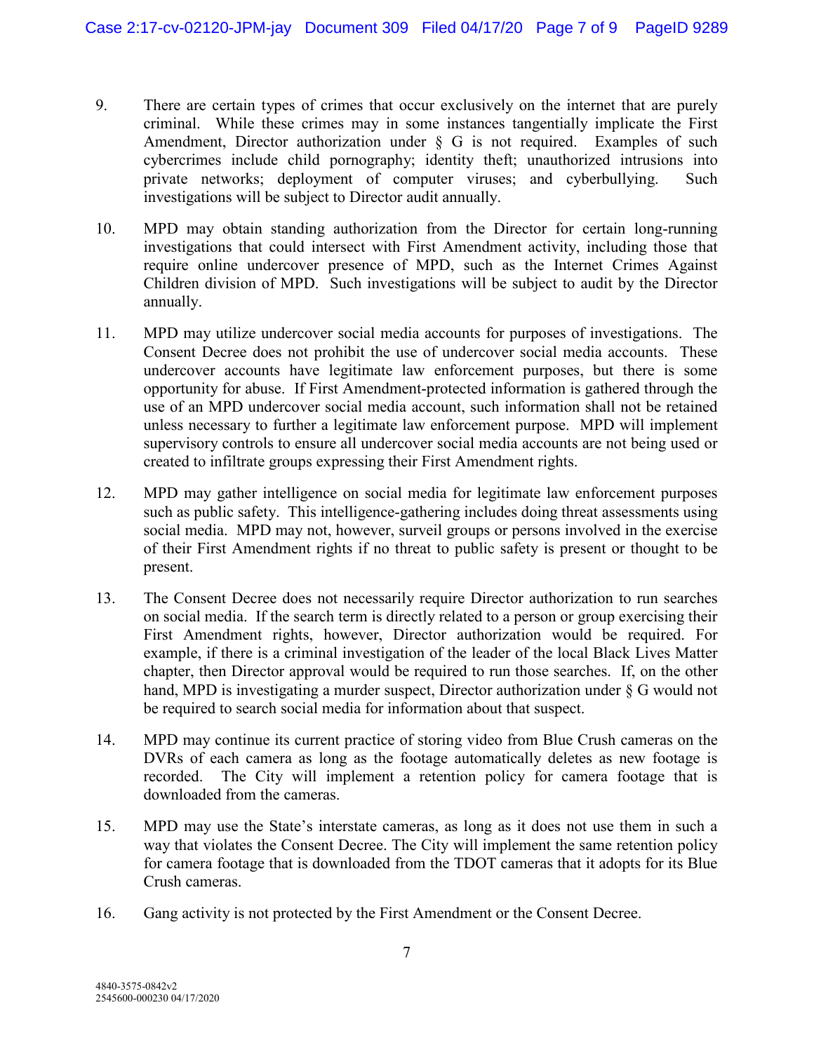9. There are certain types of crimes that occur exclusively on the internet that are purely criminal. While these crimes may in some instances tangentially implicate the First Amendment, Director authorization under § G is not required. Examples of such cybercrimes include child pornography; identity theft; unauthorized intrusions into private networks; deployment of computer viruses; and cyberbullying. Such investigations will be subject to Director audit annually.

10. MPD may obtain standing authorization from the Director for certain long-running investigations that could intersect with First Amendment activity, including those that require online undercover presence of MPD, such as the Internet Crimes Against Children division of MPD. Such investigations will be subject to audit by the Director annually.

11. MPD may utilize undercover social media accounts for purposes of investigations. The Consent Decree does not prohibit the use of undercover social media accounts. These undercover accounts have legitimate law enforcement purposes, but there is some opportunity for abuse. If First Amendment-protected information is gathered through the use of an MPD undercover social media account, such information shall not be retained unless necessary to further a legitimate law enforcement purpose. MPD will implement supervisory controls to ensure all undercover social media accounts are not being used or created to infiltrate groups expressing their First Amendment rights.

12. MPD may gather intelligence on social media for legitimate law enforcement purposes such as public safety. This intelligence-gathering includes doing threat assessments using social media. MPD may not, however, surveil groups or persons involved in the exercise of their First Amendment rights if no threat to public safety is present or thought to be present.

13. The Consent Decree does not necessarily require Director authorization to run searches on social media. If the search term is directly related to a person or group exercising their First Amendment rights, however, Director authorization would be required. For example, if there is a criminal investigation of the leader of the local Black Lives Matter chapter, then Director approval would be required to run those searches. If, on the other hand, MPD is investigating a murder suspect, Director authorization under § G would not be required to search social media for information about that suspect.

14. MPD may continue its current practice of storing video from Blue Crush cameras on the DVRs of each camera as long as the footage automatically deletes as new footage is recorded. The City will implement a retention policy for camera footage that is downloaded from the cameras.

15. MPD may use the State's interstate cameras, as long as it does not use them in such a way that violates the Consent Decree. The City will implement the same retention policy for camera footage that is downloaded from the TDOT cameras that it adopts for its Blue Crush cameras.

16. Gang activity is not protected by the First Amendment or the Consent Decree.

4840-3575-0842v2
2545600-000230 04/17/2020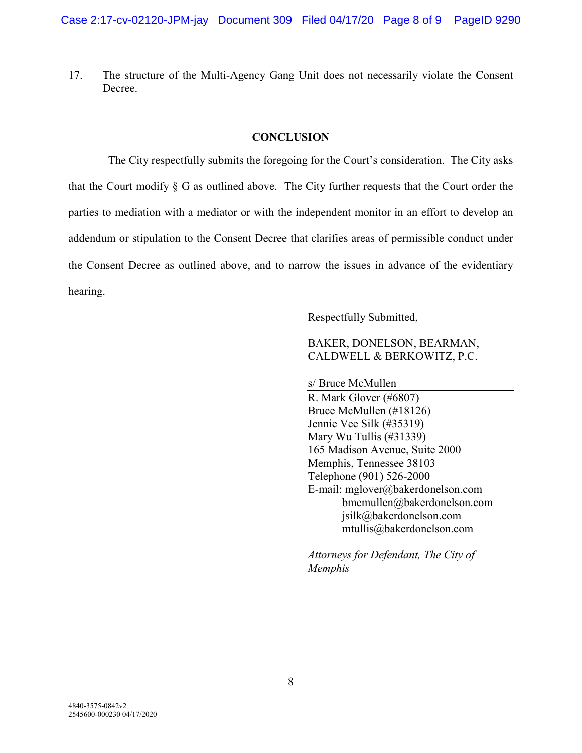17. The structure of the Multi-Agency Gang Unit does not necessarily violate the Consent Decree.

## CONCLUSION

The City respectfully submits the foregoing for the Court's consideration. The City asks that the Court modify § G as outlined above. The City further requests that the Court order the parties to mediation with a mediator or with the independent monitor in an effort to develop an addendum or stipulation to the Consent Decree that clarifies areas of permissible conduct under the Consent Decree as outlined above, and to narrow the issues in advance of the evidentiary hearing.

Respectfully Submitted,

BAKER, DONELSON, BEARMAN,
CALDWELL & BERKOWITZ, P.C.

s/ Bruce McMullen
R. Mark Glover (#6807)
Bruce McMullen (#18126)
Jennie Vee Silk (#35319)
Mary Wu Tullis (#31339)
165 Madison Avenue, Suite 2000
Memphis, Tennessee 38103
Telephone (901) 526-2000
E-mail: mglover@bakerdonelson.com
bmcmullen@bakerdonelson.com
jsilk@bakerdonelson.com
mtullis@bakerdonelson.com

*Attorneys for Defendant, The City of Memphis*

4840-3575-0842v2
2545600-000230 04/17/2020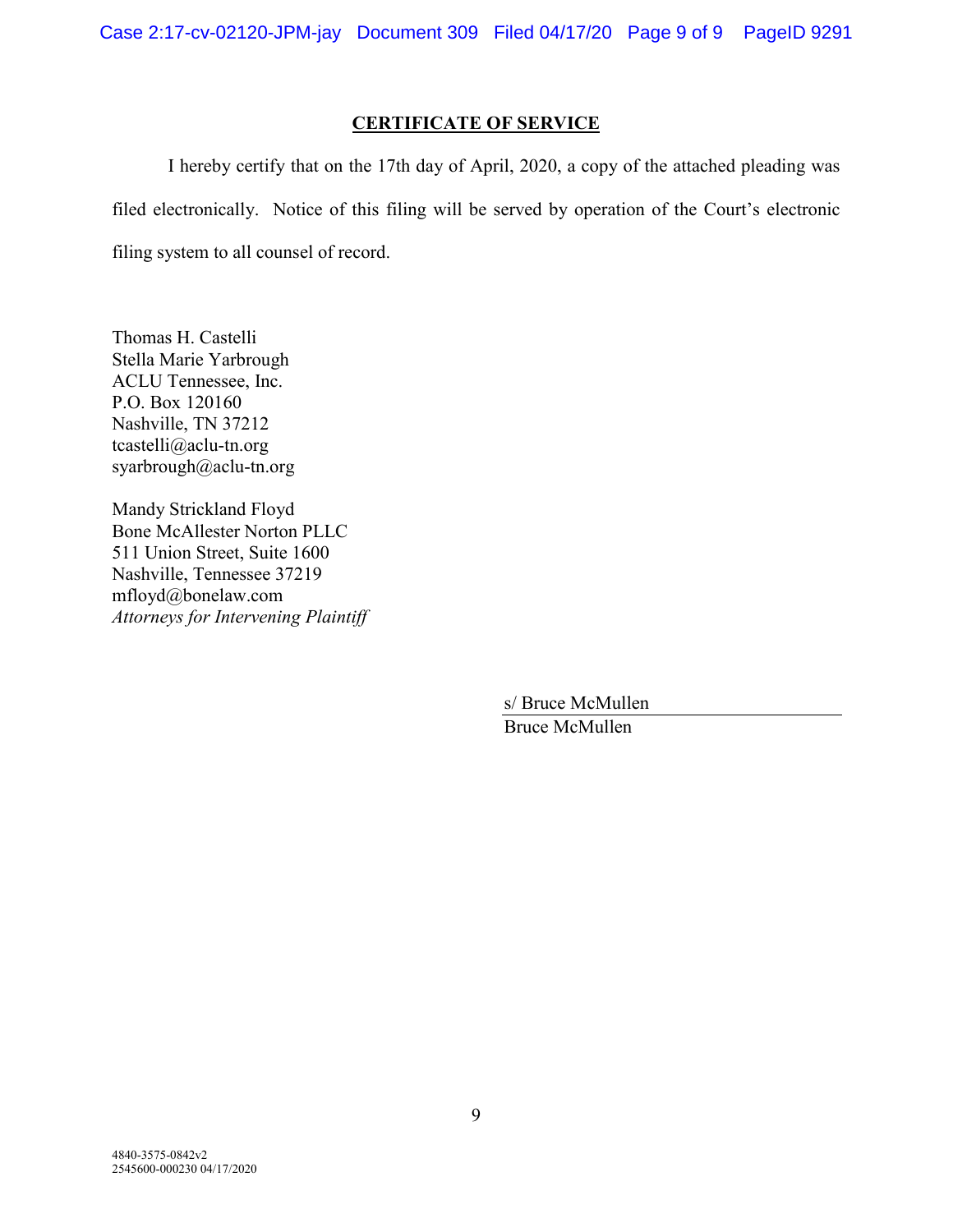## CERTIFICATE OF SERVICE

I hereby certify that on the 17th day of April, 2020, a copy of the attached pleading was filed electronically. Notice of this filing will be served by operation of the Court's electronic filing system to all counsel of record.

Thomas H. Castelli
Stella Marie Yarbrough
ACLU Tennessee, Inc.
P.O. Box 120160
Nashville, TN 37212
tcastelli@aclu-tn.org
syarbrough@aclu-tn.org

Mandy Strickland Floyd
Bone McAllester Norton PLLC
511 Union Street, Suite 1600
Nashville, Tennessee 37219
mfloyd@bonelaw.com
*Attorneys for Intervening Plaintiff*

s/ Bruce McMullen
Bruce McMullen

4840-3575-0842v2
2545600-000230 04/17/2020